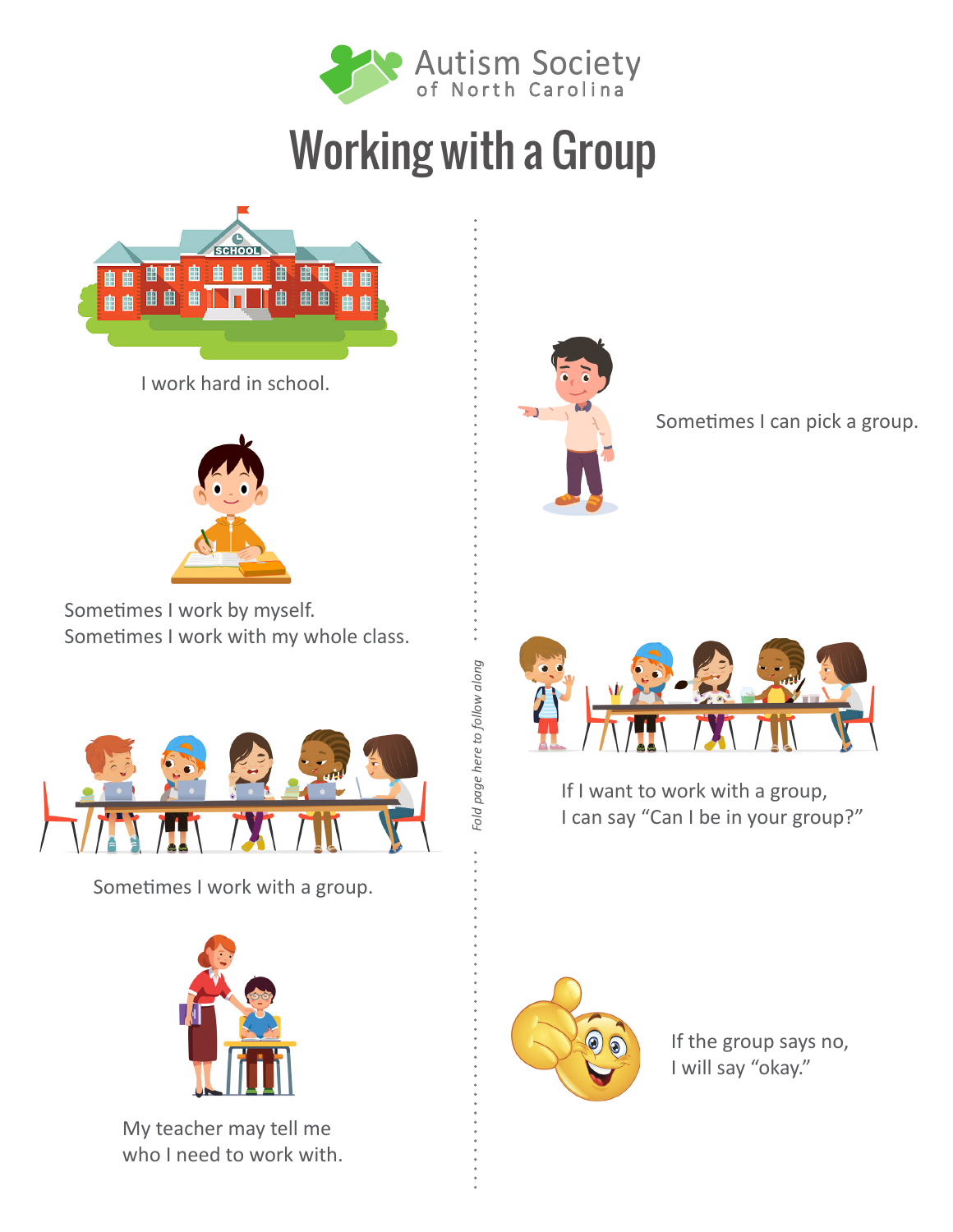Autism Society of North Carolina

# Working with a Group

I work hard in school.

Sometimes I work by myself.
Sometimes I work with my whole class.

Sometimes I work with a group.

My teacher may tell me who I need to work with.

*Fold page here to follow along*

Sometimes I can pick a group.

If I want to work with a group,
I can say "Can I be in your group?"

If the group says no,
I will say "okay."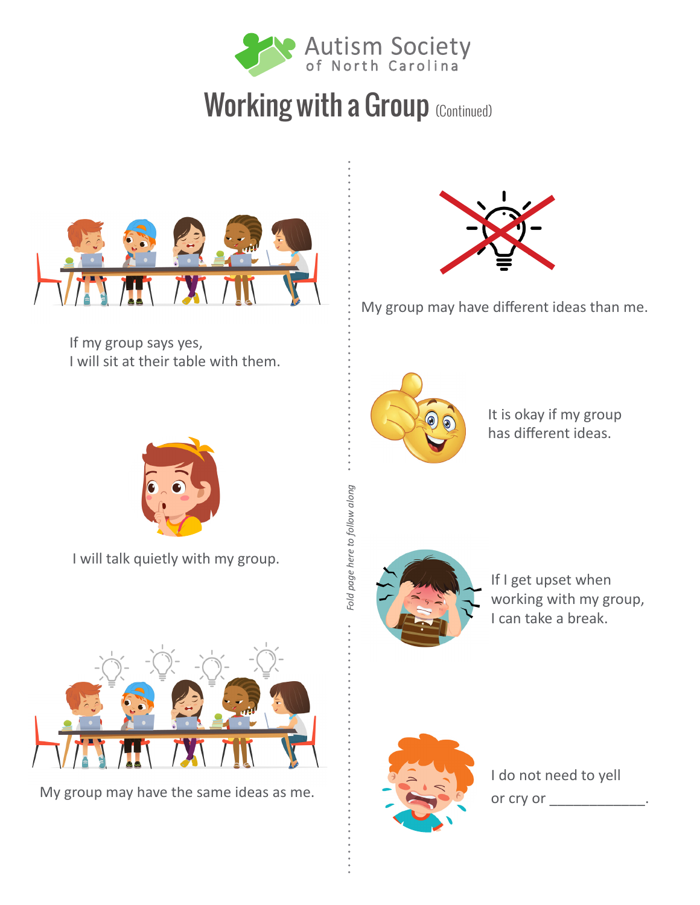Autism Society of North Carolina

# Working with a Group (Continued)

If my group says yes,
I will sit at their table with them.

I will talk quietly with my group.

My group may have the same ideas as me.

My group may have different ideas than me.

It is okay if my group has different ideas.

If I get upset when working with my group, I can take a break.

I do not need to yell or cry or ____________.

*Fold page here to follow along*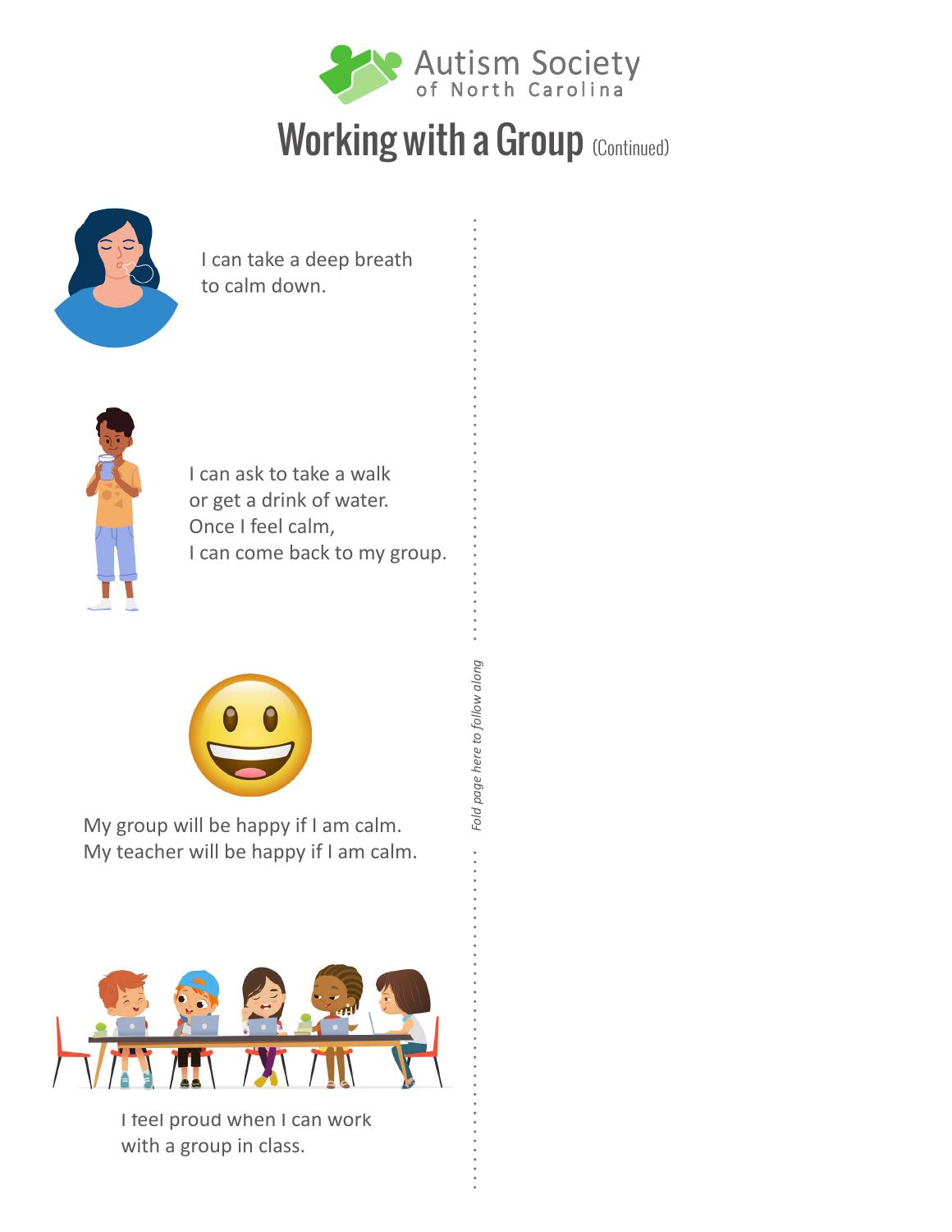Autism Society of North Carolina

# Working with a Group (Continued)

I can take a deep breath to calm down.

I can ask to take a walk or get a drink of water. Once I feel calm, I can come back to my group.

My group will be happy if I am calm.
My teacher will be happy if I am calm.

I feel proud when I can work with a group in class.

*Fold page here to follow along*